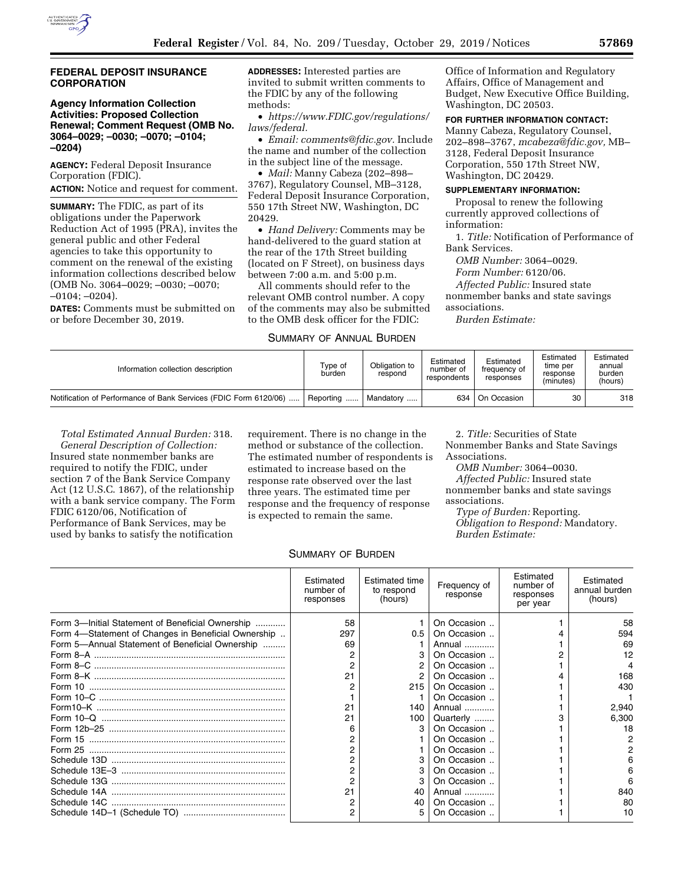## FEDERAL DEPOSIT INSURANCE CORPORATION

### Agency Information Collection Activities: Proposed Collection Renewal; Comment Request (OMB No. 3064–0029; –0030; –0070; –0104; –0204)

**AGENCY:** Federal Deposit Insurance Corporation (FDIC).

**ACTION:** Notice and request for comment.

**SUMMARY:** The FDIC, as part of its obligations under the Paperwork Reduction Act of 1995 (PRA), invites the general public and other Federal agencies to take this opportunity to comment on the renewal of the existing information collections described below (OMB No. 3064–0029; –0030; –0070; –0104; –0204).

**DATES:** Comments must be submitted on or before December 30, 2019.

**ADDRESSES:** Interested parties are invited to submit written comments to the FDIC by any of the following methods:

- *https://www.FDIC.gov/regulations/laws/federal.*
- *Email: comments@fdic.gov.* Include the name and number of the collection in the subject line of the message.
- *Mail:* Manny Cabeza (202–898–3767), Regulatory Counsel, MB–3128, Federal Deposit Insurance Corporation, 550 17th Street NW, Washington, DC 20429.
- *Hand Delivery:* Comments may be hand-delivered to the guard station at the rear of the 17th Street building (located on F Street), on business days between 7:00 a.m. and 5:00 p.m.

All comments should refer to the relevant OMB control number. A copy of the comments may also be submitted to the OMB desk officer for the FDIC: Office of Information and Regulatory Affairs, Office of Management and Budget, New Executive Office Building, Washington, DC 20503.

**FOR FURTHER INFORMATION CONTACT:** Manny Cabeza, Regulatory Counsel, 202–898–3767, *mcabeza@fdic.gov,* MB–3128, Federal Deposit Insurance Corporation, 550 17th Street NW, Washington, DC 20429.

**SUPPLEMENTARY INFORMATION:**

Proposal to renew the following currently approved collections of information:

1. *Title:* Notification of Performance of Bank Services.

*OMB Number:* 3064–0029.

*Form Number:* 6120/06.

*Affected Public:* Insured state nonmember banks and state savings associations.

*Burden Estimate:*

SUMMARY OF ANNUAL BURDEN

| Information collection description | Type of burden | Obligation to respond | Estimated number of respondents | Estimated frequency of responses | Estimated time per response (minutes) | Estimated annual burden (hours) |
|---|---|---|---|---|---|---|
| Notification of Performance of Bank Services (FDIC Form 6120/06) | Reporting | Mandatory | 634 | On Occasion | 30 | 318 |

*Total Estimated Annual Burden:* 318.

*General Description of Collection:* Insured state nonmember banks are required to notify the FDIC, under section 7 of the Bank Service Company Act (12 U.S.C. 1867), of the relationship with a bank service company. The Form FDIC 6120/06, Notification of Performance of Bank Services, may be used by banks to satisfy the notification requirement. There is no change in the method or substance of the collection. The estimated number of respondents is estimated to increase based on the response rate observed over the last three years. The estimated time per response and the frequency of response is expected to remain the same.

2. *Title:* Securities of State Nonmember Banks and State Savings Associations.

*OMB Number:* 3064–0030.

*Affected Public:* Insured state nonmember banks and state savings associations.

*Type of Burden:* Reporting.

*Obligation to Respond:* Mandatory.

*Burden Estimate:*

SUMMARY OF BURDEN

| | Estimated number of responses | Estimated time to respond (hours) | Frequency of response | Estimated number of responses per year | Estimated annual burden (hours) |
|---|---|---|---|---|---|
| Form 3—Initial Statement of Beneficial Ownership | 58 | 1 | On Occasion | 1 | 58 |
| Form 4—Statement of Changes in Beneficial Ownership | 297 | 0.5 | On Occasion | 4 | 594 |
| Form 5—Annual Statement of Beneficial Ownership | 69 | 1 | Annual | 1 | 69 |
| Form 8–A | 2 | 3 | On Occasion | 2 | 12 |
| Form 8–C | 2 | 2 | On Occasion | 1 | 4 |
| Form 8–K | 21 | 2 | On Occasion | 4 | 168 |
| Form 10 | 2 | 215 | On Occasion | 1 | 430 |
| Form 10–C | 1 | 1 | On Occasion | 1 | 1 |
| Form10–K | 21 | 140 | Annual | 1 | 2,940 |
| Form 10–Q | 21 | 100 | Quarterly | 3 | 6,300 |
| Form 12b–25 | 6 | 3 | On Occasion | 1 | 18 |
| Form 15 | 2 | 1 | On Occasion | 1 | 2 |
| Form 25 | 2 | 1 | On Occasion | 1 | 2 |
| Schedule 13D | 2 | 3 | On Occasion | 1 | 6 |
| Schedule 13E–3 | 2 | 3 | On Occasion | 1 | 6 |
| Schedule 13G | 2 | 3 | On Occasion | 1 | 6 |
| Schedule 14A | 21 | 40 | Annual | 1 | 840 |
| Schedule 14C | 2 | 40 | On Occasion | 1 | 80 |
| Schedule 14D–1 (Schedule TO) | 2 | 5 | On Occasion | 1 | 10 |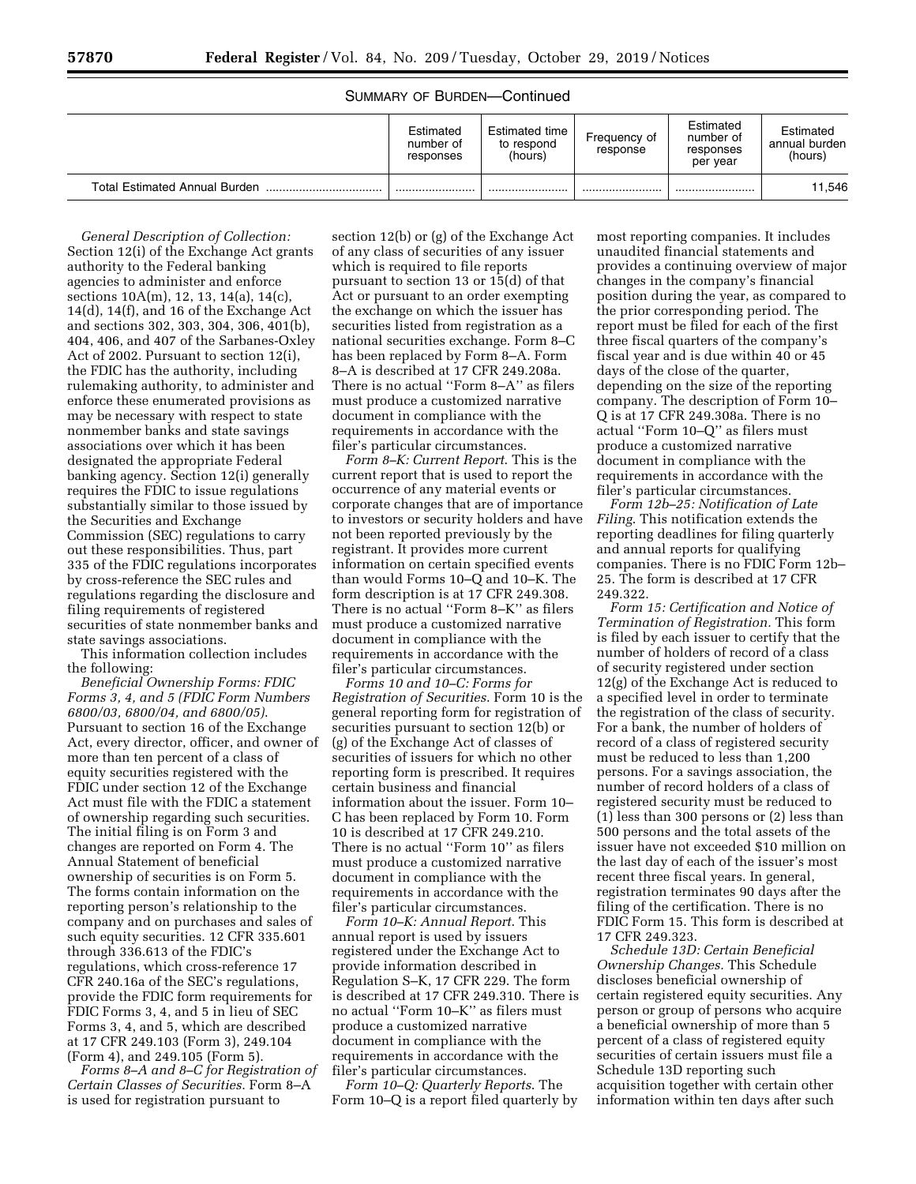SUMMARY OF BURDEN—Continued

| | Estimated number of responses | Estimated time to respond (hours) | Frequency of response | Estimated number of responses per year | Estimated annual burden (hours) |
|---|---|---|---|---|---|
| Total Estimated Annual Burden | | | | | 11,546 |

*General Description of Collection:* Section 12(i) of the Exchange Act grants authority to the Federal banking agencies to administer and enforce sections 10A(m), 12, 13, 14(a), 14(c), 14(d), 14(f), and 16 of the Exchange Act and sections 302, 303, 304, 306, 401(b), 404, 406, and 407 of the Sarbanes-Oxley Act of 2002. Pursuant to section 12(i), the FDIC has the authority, including rulemaking authority, to administer and enforce these enumerated provisions as may be necessary with respect to state nonmember banks and state savings associations over which it has been designated the appropriate Federal banking agency. Section 12(i) generally requires the FDIC to issue regulations substantially similar to those issued by the Securities and Exchange Commission (SEC) regulations to carry out these responsibilities. Thus, part 335 of the FDIC regulations incorporates by cross-reference the SEC rules and regulations regarding the disclosure and filing requirements of registered securities of state nonmember banks and state savings associations.

This information collection includes the following:

*Beneficial Ownership Forms: FDIC Forms 3, 4, and 5 (FDIC Form Numbers 6800/03, 6800/04, and 6800/05).* Pursuant to section 16 of the Exchange Act, every director, officer, and owner of more than ten percent of a class of equity securities registered with the FDIC under section 12 of the Exchange Act must file with the FDIC a statement of ownership regarding such securities. The initial filing is on Form 3 and changes are reported on Form 4. The Annual Statement of beneficial ownership of securities is on Form 5. The forms contain information on the reporting person's relationship to the company and on purchases and sales of such equity securities. 12 CFR 335.601 through 336.613 of the FDIC's regulations, which cross-reference 17 CFR 240.16a of the SEC's regulations, provide the FDIC form requirements for FDIC Forms 3, 4, and 5 in lieu of SEC Forms 3, 4, and 5, which are described at 17 CFR 249.103 (Form 3), 249.104 (Form 4), and 249.105 (Form 5).

*Forms 8–A and 8–C for Registration of Certain Classes of Securities.* Form 8–A is used for registration pursuant to section 12(b) or (g) of the Exchange Act of any class of securities of any issuer which is required to file reports pursuant to section 13 or 15(d) of that Act or pursuant to an order exempting the exchange on which the issuer has securities listed from registration as a national securities exchange. Form 8–C has been replaced by Form 8–A. Form 8–A is described at 17 CFR 249.208a. There is no actual "Form 8–A" as filers must produce a customized narrative document in compliance with the requirements in accordance with the filer's particular circumstances.

*Form 8–K: Current Report.* This is the current report that is used to report the occurrence of any material events or corporate changes that are of importance to investors or security holders and have not been reported previously by the registrant. It provides more current information on certain specified events than would Forms 10–Q and 10–K. The form description is at 17 CFR 249.308. There is no actual "Form 8–K" as filers must produce a customized narrative document in compliance with the requirements in accordance with the filer's particular circumstances.

*Forms 10 and 10–C: Forms for Registration of Securities.* Form 10 is the general reporting form for registration of securities pursuant to section 12(b) or (g) of the Exchange Act of classes of securities of issuers for which no other reporting form is prescribed. It requires certain business and financial information about the issuer. Form 10–C has been replaced by Form 10. Form 10 is described at 17 CFR 249.210. There is no actual "Form 10" as filers must produce a customized narrative document in compliance with the requirements in accordance with the filer's particular circumstances.

*Form 10–K: Annual Report.* This annual report is used by issuers registered under the Exchange Act to provide information described in Regulation S–K, 17 CFR 229. The form is described at 17 CFR 249.310. There is no actual "Form 10–K" as filers must produce a customized narrative document in compliance with the requirements in accordance with the filer's particular circumstances.

*Form 10–Q: Quarterly Reports.* The Form 10–Q is a report filed quarterly by most reporting companies. It includes unaudited financial statements and provides a continuing overview of major changes in the company's financial position during the year, as compared to the prior corresponding period. The report must be filed for each of the first three fiscal quarters of the company's fiscal year and is due within 40 or 45 days of the close of the quarter, depending on the size of the reporting company. The description of Form 10–Q is at 17 CFR 249.308a. There is no actual "Form 10–Q" as filers must produce a customized narrative document in compliance with the requirements in accordance with the filer's particular circumstances.

*Form 12b–25: Notification of Late Filing.* This notification extends the reporting deadlines for filing quarterly and annual reports for qualifying companies. There is no FDIC Form 12b–25. The form is described at 17 CFR 249.322.

*Form 15: Certification and Notice of Termination of Registration.* This form is filed by each issuer to certify that the number of holders of record of a class of security registered under section 12(g) of the Exchange Act is reduced to a specified level in order to terminate the registration of the class of security. For a bank, the number of holders of record of a class of registered security must be reduced to less than 1,200 persons. For a savings association, the number of record holders of a class of registered security must be reduced to (1) less than 300 persons or (2) less than 500 persons and the total assets of the issuer have not exceeded $10 million on the last day of each of the issuer's most recent three fiscal years. In general, registration terminates 90 days after the filing of the certification. There is no FDIC Form 15. This form is described at 17 CFR 249.323.

*Schedule 13D: Certain Beneficial Ownership Changes.* This Schedule discloses beneficial ownership of certain registered equity securities. Any person or group of persons who acquire a beneficial ownership of more than 5 percent of a class of registered equity securities of certain issuers must file a Schedule 13D reporting such acquisition together with certain other information within ten days after such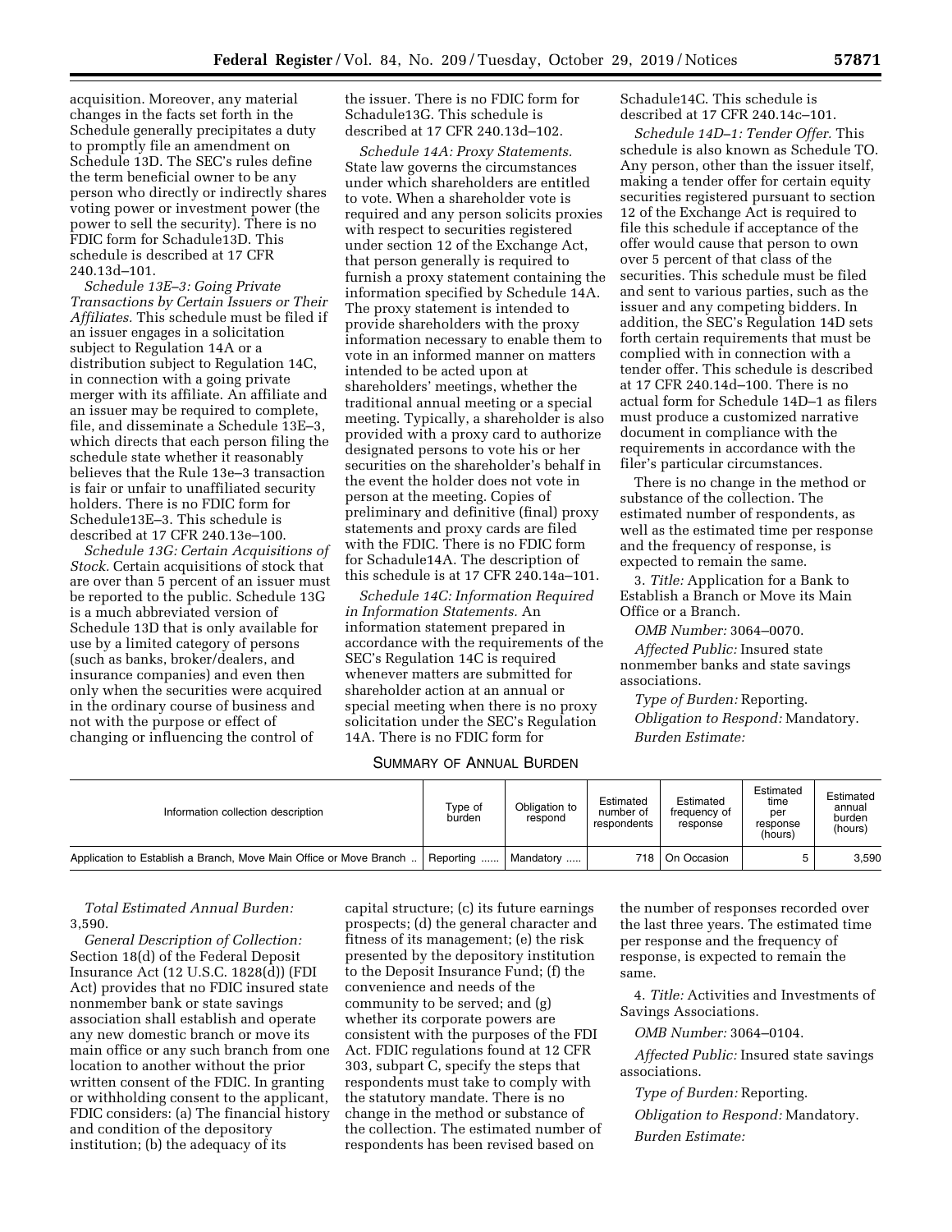acquisition. Moreover, any material changes in the facts set forth in the Schedule generally precipitates a duty to promptly file an amendment on Schedule 13D. The SEC's rules define the term beneficial owner to be any person who directly or indirectly shares voting power or investment power (the power to sell the security). There is no FDIC form for Schadule13D. This schedule is described at 17 CFR 240.13d–101.

*Schedule 13E–3: Going Private Transactions by Certain Issuers or Their Affiliates.* This schedule must be filed if an issuer engages in a solicitation subject to Regulation 14A or a distribution subject to Regulation 14C, in connection with a going private merger with its affiliate. An affiliate and an issuer may be required to complete, file, and disseminate a Schedule 13E–3, which directs that each person filing the schedule state whether it reasonably believes that the Rule 13e–3 transaction is fair or unfair to unaffiliated security holders. There is no FDIC form for Schedule13E–3. This schedule is described at 17 CFR 240.13e–100.

*Schedule 13G: Certain Acquisitions of Stock.* Certain acquisitions of stock that are over than 5 percent of an issuer must be reported to the public. Schedule 13G is a much abbreviated version of Schedule 13D that is only available for use by a limited category of persons (such as banks, broker/dealers, and insurance companies) and even then only when the securities were acquired in the ordinary course of business and not with the purpose or effect of changing or influencing the control of the issuer. There is no FDIC form for Schadule13G. This schedule is described at 17 CFR 240.13d–102.

*Schedule 14A: Proxy Statements.* State law governs the circumstances under which shareholders are entitled to vote. When a shareholder vote is required and any person solicits proxies with respect to securities registered under section 12 of the Exchange Act, that person generally is required to furnish a proxy statement containing the information specified by Schedule 14A. The proxy statement is intended to provide shareholders with the proxy information necessary to enable them to vote in an informed manner on matters intended to be acted upon at shareholders' meetings, whether the traditional annual meeting or a special meeting. Typically, a shareholder is also provided with a proxy card to authorize designated persons to vote his or her securities on the shareholder's behalf in the event the holder does not vote in person at the meeting. Copies of preliminary and definitive (final) proxy statements and proxy cards are filed with the FDIC. There is no FDIC form for Schadule14A. The description of this schedule is at 17 CFR 240.14a–101.

*Schedule 14C: Information Required in Information Statements.* An information statement prepared in accordance with the requirements of the SEC's Regulation 14C is required whenever matters are submitted for shareholder action at an annual or special meeting when there is no proxy solicitation under the SEC's Regulation 14A. There is no FDIC form for Schadule14C. This schedule is described at 17 CFR 240.14c–101.

*Schedule 14D–1: Tender Offer.* This schedule is also known as Schedule TO. Any person, other than the issuer itself, making a tender offer for certain equity securities registered pursuant to section 12 of the Exchange Act is required to file this schedule if acceptance of the offer would cause that person to own over 5 percent of that class of the securities. This schedule must be filed and sent to various parties, such as the issuer and any competing bidders. In addition, the SEC's Regulation 14D sets forth certain requirements that must be complied with in connection with a tender offer. This schedule is described at 17 CFR 240.14d–100. There is no actual form for Schedule 14D–1 as filers must produce a customized narrative document in compliance with the requirements in accordance with the filer's particular circumstances.

There is no change in the method or substance of the collection. The estimated number of respondents, as well as the estimated time per response and the frequency of response, is expected to remain the same.

3. *Title:* Application for a Bank to Establish a Branch or Move its Main Office or a Branch.

*OMB Number:* 3064–0070.

*Affected Public:* Insured state nonmember banks and state savings associations.

*Type of Burden:* Reporting.

*Obligation to Respond:* Mandatory.

*Burden Estimate:*

SUMMARY OF ANNUAL BURDEN

| Information collection description | Type of burden | Obligation to respond | Estimated number of respondents | Estimated frequency of response | Estimated time per response (hours) | Estimated annual burden (hours) |
|---|---|---|---|---|---|---|
| Application to Establish a Branch, Move Main Office or Move Branch | Reporting | Mandatory | 718 | On Occasion | 5 | 3,590 |

*Total Estimated Annual Burden:* 3,590.

*General Description of Collection:* Section 18(d) of the Federal Deposit Insurance Act (12 U.S.C. 1828(d)) (FDI Act) provides that no FDIC insured state nonmember bank or state savings association shall establish and operate any new domestic branch or move its main office or any such branch from one location to another without the prior written consent of the FDIC. In granting or withholding consent to the applicant, FDIC considers: (a) The financial history and condition of the depository institution; (b) the adequacy of its capital structure; (c) its future earnings prospects; (d) the general character and fitness of its management; (e) the risk presented by the depository institution to the Deposit Insurance Fund; (f) the convenience and needs of the community to be served; and (g) whether its corporate powers are consistent with the purposes of the FDI Act. FDIC regulations found at 12 CFR 303, subpart C, specify the steps that respondents must take to comply with the statutory mandate. There is no change in the method or substance of the collection. The estimated number of respondents has been revised based on the number of responses recorded over the last three years. The estimated time per response and the frequency of response, is expected to remain the same.

4. *Title:* Activities and Investments of Savings Associations.

*OMB Number:* 3064–0104.

*Affected Public:* Insured state savings associations.

*Type of Burden:* Reporting.

*Obligation to Respond:* Mandatory.

*Burden Estimate:*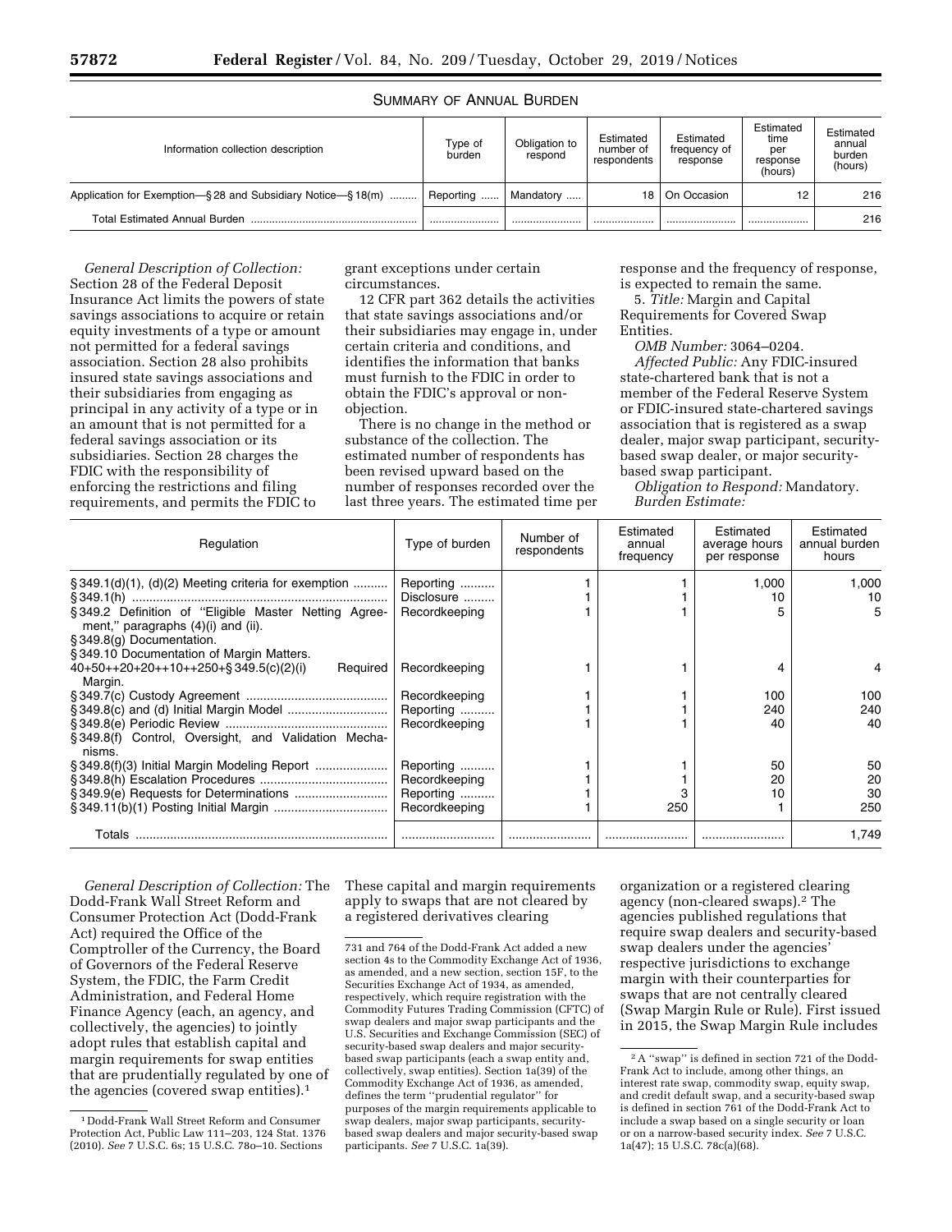SUMMARY OF ANNUAL BURDEN

| Information collection description | Type of burden | Obligation to respond | Estimated number of respondents | Estimated frequency of response | Estimated time per response (hours) | Estimated annual burden (hours) |
|---|---|---|---|---|---|---|
| Application for Exemption—§ 28 and Subsidiary Notice—§ 18(m) | Reporting | Mandatory | 18 | On Occasion | 12 | 216 |
| Total Estimated Annual Burden | | | | | | 216 |

*General Description of Collection:* Section 28 of the Federal Deposit Insurance Act limits the powers of state savings associations to acquire or retain equity investments of a type or amount not permitted for a federal savings association. Section 28 also prohibits insured state savings associations and their subsidiaries from engaging as principal in any activity of a type or in an amount that is not permitted for a federal savings association or its subsidiaries. Section 28 charges the FDIC with the responsibility of enforcing the restrictions and filing requirements, and permits the FDIC to grant exceptions under certain circumstances.

12 CFR part 362 details the activities that state savings associations and/or their subsidiaries may engage in, under certain criteria and conditions, and identifies the information that banks must furnish to the FDIC in order to obtain the FDIC's approval or non-objection.

There is no change in the method or substance of the collection. The estimated number of respondents has been revised upward based on the number of responses recorded over the last three years. The estimated time per response and the frequency of response, is expected to remain the same.

5. *Title:* Margin and Capital Requirements for Covered Swap Entities.

*OMB Number:* 3064–0204.

*Affected Public:* Any FDIC-insured state-chartered bank that is not a member of the Federal Reserve System or FDIC-insured state-chartered savings association that is registered as a swap dealer, major swap participant, security-based swap dealer, or major security-based swap participant.

*Obligation to Respond:* Mandatory.

*Burden Estimate:*

| Regulation | Type of burden | Number of respondents | Estimated annual frequency | Estimated average hours per response | Estimated annual burden hours |
|---|---|---|---|---|---|
| § 349.1(d)(1), (d)(2) Meeting criteria for exemption | Reporting | 1 | 1 | 1,000 | 1,000 |
| § 349.1(h) | Disclosure | 1 | 1 | 10 | 10 |
| § 349.2 Definition of "Eligible Master Netting Agreement," paragraphs (4)(i) and (ii). § 349.8(g) Documentation. § 349.10 Documentation of Margin Matters. | Recordkeeping | 1 | 1 | 5 | 5 |
| 40+50++20+20++10++250+§ 349.5(c)(2)(i) Required Margin. | Recordkeeping | 1 | 1 | 4 | 4 |
| § 349.7(c) Custody Agreement | Recordkeeping | 1 | 1 | 100 | 100 |
| § 349.8(c) and (d) Initial Margin Model | Reporting | 1 | 1 | 240 | 240 |
| § 349.8(e) Periodic Review § 349.8(f) Control, Oversight, and Validation Mechanisms. | Recordkeeping | 1 | 1 | 40 | 40 |
| § 349.8(f)(3) Initial Margin Modeling Report | Reporting | 1 | 1 | 50 | 50 |
| § 349.8(h) Escalation Procedures | Recordkeeping | 1 | 1 | 20 | 20 |
| § 349.9(e) Requests for Determinations | Reporting | 1 | 3 | 10 | 30 |
| § 349.11(b)(1) Posting Initial Margin | Recordkeeping | 1 | 250 | 1 | 250 |
| Totals | | | | | 1,749 |

*General Description of Collection:* The Dodd-Frank Wall Street Reform and Consumer Protection Act (Dodd-Frank Act) required the Office of the Comptroller of the Currency, the Board of Governors of the Federal Reserve System, the FDIC, the Farm Credit Administration, and Federal Home Finance Agency (each, an agency, and collectively, the agencies) to jointly adopt rules that establish capital and margin requirements for swap entities that are prudentially regulated by one of the agencies (covered swap entities).[1] These capital and margin requirements apply to swaps that are not cleared by a registered derivatives clearing organization or a registered clearing agency (non-cleared swaps).[2] The agencies published regulations that require swap dealers and security-based swap dealers under the agencies' respective jurisdictions to exchange margin with their counterparties for swaps that are not centrally cleared (Swap Margin Rule or Rule). First issued in 2015, the Swap Margin Rule includes

[1] Dodd-Frank Wall Street Reform and Consumer Protection Act, Public Law 111–203, 124 Stat. 1376 (2010). *See* 7 U.S.C. 6s; 15 U.S.C. 78o–10. Sections 731 and 764 of the Dodd-Frank Act added a new section 4s to the Commodity Exchange Act of 1936, as amended, and a new section, section 15F, to the Securities Exchange Act of 1934, as amended, respectively, which require registration with the Commodity Futures Trading Commission (CFTC) of swap dealers and major swap participants and the U.S. Securities and Exchange Commission (SEC) of security-based swap dealers and major security-based swap participants (each a swap entity and, collectively, swap entities). Section 1a(39) of the Commodity Exchange Act of 1936, as amended, defines the term "prudential regulator" for purposes of the margin requirements applicable to swap dealers, major swap participants, security-based swap dealers and major security-based swap participants. *See* 7 U.S.C. 1a(39).

[2] A "swap" is defined in section 721 of the Dodd-Frank Act to include, among other things, an interest rate swap, commodity swap, equity swap, and credit default swap, and a security-based swap is defined in section 761 of the Dodd-Frank Act to include a swap based on a single security or loan or on a narrow-based security index. *See* 7 U.S.C. 1a(47); 15 U.S.C. 78c(a)(68).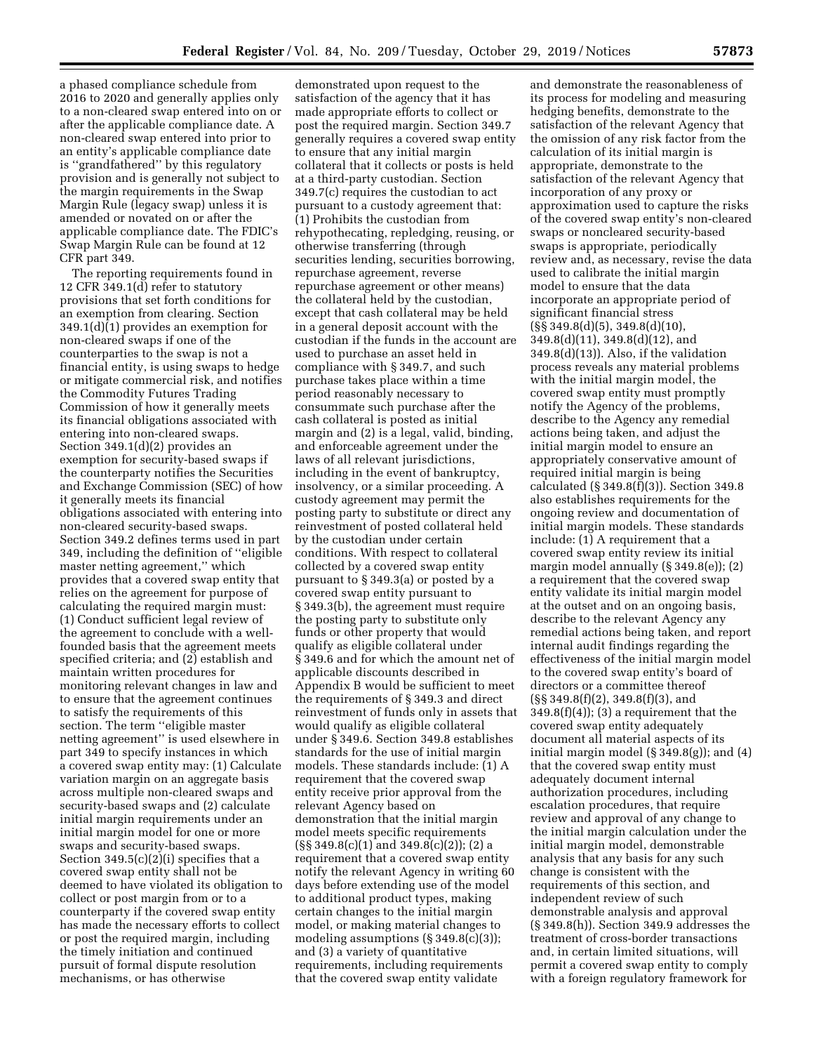a phased compliance schedule from 2016 to 2020 and generally applies only to a non-cleared swap entered into on or after the applicable compliance date. A non-cleared swap entered into prior to an entity's applicable compliance date is "grandfathered" by this regulatory provision and is generally not subject to the margin requirements in the Swap Margin Rule (legacy swap) unless it is amended or novated on or after the applicable compliance date. The FDIC's Swap Margin Rule can be found at 12 CFR part 349.

The reporting requirements found in 12 CFR 349.1(d) refer to statutory provisions that set forth conditions for an exemption from clearing. Section 349.1(d)(1) provides an exemption for non-cleared swaps if one of the counterparties to the swap is not a financial entity, is using swaps to hedge or mitigate commercial risk, and notifies the Commodity Futures Trading Commission of how it generally meets its financial obligations associated with entering into non-cleared swaps. Section 349.1(d)(2) provides an exemption for security-based swaps if the counterparty notifies the Securities and Exchange Commission (SEC) of how it generally meets its financial obligations associated with entering into non-cleared security-based swaps. Section 349.2 defines terms used in part 349, including the definition of "eligible master netting agreement," which provides that a covered swap entity that relies on the agreement for purpose of calculating the required margin must: (1) Conduct sufficient legal review of the agreement to conclude with a well-founded basis that the agreement meets specified criteria; and (2) establish and maintain written procedures for monitoring relevant changes in law and to ensure that the agreement continues to satisfy the requirements of this section. The term "eligible master netting agreement" is used elsewhere in part 349 to specify instances in which a covered swap entity may: (1) Calculate variation margin on an aggregate basis across multiple non-cleared swaps and security-based swaps and (2) calculate initial margin requirements under an initial margin model for one or more swaps and security-based swaps. Section 349.5(c)(2)(i) specifies that a covered swap entity shall not be deemed to have violated its obligation to collect or post margin from or to a counterparty if the covered swap entity has made the necessary efforts to collect or post the required margin, including the timely initiation and continued pursuit of formal dispute resolution mechanisms, or has otherwise demonstrated upon request to the satisfaction of the agency that it has made appropriate efforts to collect or post the required margin. Section 349.7 generally requires a covered swap entity to ensure that any initial margin collateral that it collects or posts is held at a third-party custodian. Section 349.7(c) requires the custodian to act pursuant to a custody agreement that: (1) Prohibits the custodian from rehypothecating, repledging, reusing, or otherwise transferring (through securities lending, securities borrowing, repurchase agreement, reverse repurchase agreement or other means) the collateral held by the custodian, except that cash collateral may be held in a general deposit account with the custodian if the funds in the account are used to purchase an asset held in compliance with § 349.7, and such purchase takes place within a time period reasonably necessary to consummate such purchase after the cash collateral is posted as initial margin and (2) is a legal, valid, binding, and enforceable agreement under the laws of all relevant jurisdictions, including in the event of bankruptcy, insolvency, or a similar proceeding. A custody agreement may permit the posting party to substitute or direct any reinvestment of posted collateral held by the custodian under certain conditions. With respect to collateral collected by a covered swap entity pursuant to § 349.3(a) or posted by a covered swap entity pursuant to § 349.3(b), the agreement must require the posting party to substitute only funds or other property that would qualify as eligible collateral under § 349.6 and for which the amount net of applicable discounts described in Appendix B would be sufficient to meet the requirements of § 349.3 and direct reinvestment of funds only in assets that would qualify as eligible collateral under § 349.6. Section 349.8 establishes standards for the use of initial margin models. These standards include: (1) A requirement that the covered swap entity receive prior approval from the relevant Agency based on demonstration that the initial margin model meets specific requirements (§§ 349.8(c)(1) and 349.8(c)(2)); (2) a requirement that a covered swap entity notify the relevant Agency in writing 60 days before extending use of the model to additional product types, making certain changes to the initial margin model, or making material changes to modeling assumptions (§ 349.8(c)(3)); and (3) a variety of quantitative requirements, including requirements that the covered swap entity validate and demonstrate the reasonableness of its process for modeling and measuring hedging benefits, demonstrate to the satisfaction of the relevant Agency that the omission of any risk factor from the calculation of its initial margin is appropriate, demonstrate to the satisfaction of the relevant Agency that incorporation of any proxy or approximation used to capture the risks of the covered swap entity's non-cleared swaps or noncleared security-based swaps is appropriate, periodically review and, as necessary, revise the data used to calibrate the initial margin model to ensure that the data incorporate an appropriate period of significant financial stress (§§ 349.8(d)(5), 349.8(d)(10), 349.8(d)(11), 349.8(d)(12), and 349.8(d)(13)). Also, if the validation process reveals any material problems with the initial margin model, the covered swap entity must promptly notify the Agency of the problems, describe to the Agency any remedial actions being taken, and adjust the initial margin model to ensure an appropriately conservative amount of required initial margin is being calculated (§ 349.8(f)(3)). Section 349.8 also establishes requirements for the ongoing review and documentation of initial margin models. These standards include: (1) A requirement that a covered swap entity review its initial margin model annually (§ 349.8(e)); (2) a requirement that the covered swap entity validate its initial margin model at the outset and on an ongoing basis, describe to the relevant Agency any remedial actions being taken, and report internal audit findings regarding the effectiveness of the initial margin model to the covered swap entity's board of directors or a committee thereof (§§ 349.8(f)(2), 349.8(f)(3), and 349.8(f)(4)); (3) a requirement that the covered swap entity adequately document all material aspects of its initial margin model (§ 349.8(g)); and (4) that the covered swap entity must adequately document internal authorization procedures, including escalation procedures, that require review and approval of any change to the initial margin calculation under the initial margin model, demonstrable analysis that any basis for any such change is consistent with the requirements of this section, and independent review of such demonstrable analysis and approval (§ 349.8(h)). Section 349.9 addresses the treatment of cross-border transactions and, in certain limited situations, will permit a covered swap entity to comply with a foreign regulatory framework for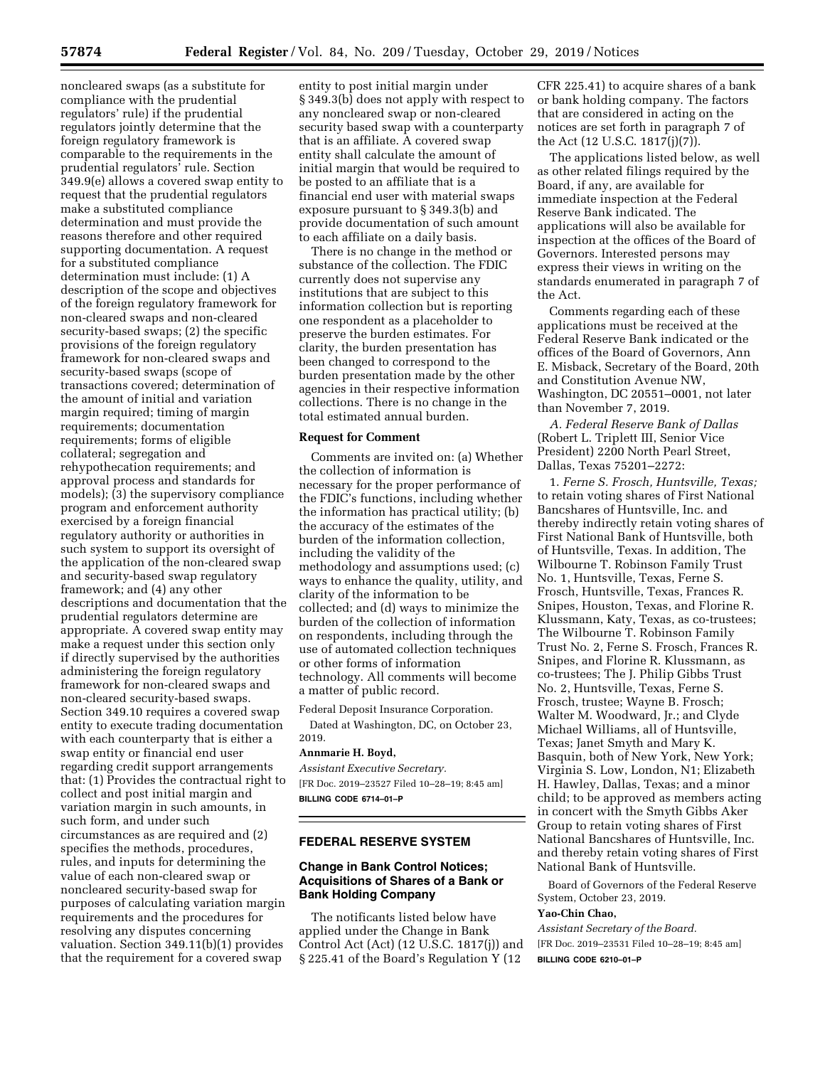noncleared swaps (as a substitute for compliance with the prudential regulators' rule) if the prudential regulators jointly determine that the foreign regulatory framework is comparable to the requirements in the prudential regulators' rule. Section 349.9(e) allows a covered swap entity to request that the prudential regulators make a substituted compliance determination and must provide the reasons therefore and other required supporting documentation. A request for a substituted compliance determination must include: (1) A description of the scope and objectives of the foreign regulatory framework for non-cleared swaps and non-cleared security-based swaps; (2) the specific provisions of the foreign regulatory framework for non-cleared swaps and security-based swaps (scope of transactions covered; determination of the amount of initial and variation margin required; timing of margin requirements; documentation requirements; forms of eligible collateral; segregation and rehypothecation requirements; and approval process and standards for models); (3) the supervisory compliance program and enforcement authority exercised by a foreign financial regulatory authority or authorities in such system to support its oversight of the application of the non-cleared swap and security-based swap regulatory framework; and (4) any other descriptions and documentation that the prudential regulators determine are appropriate. A covered swap entity may make a request under this section only if directly supervised by the authorities administering the foreign regulatory framework for non-cleared swaps and non-cleared security-based swaps. Section 349.10 requires a covered swap entity to execute trading documentation with each counterparty that is either a swap entity or financial end user regarding credit support arrangements that: (1) Provides the contractual right to collect and post initial margin and variation margin in such amounts, in such form, and under such circumstances as are required and (2) specifies the methods, procedures, rules, and inputs for determining the value of each non-cleared swap or noncleared security-based swap for purposes of calculating variation margin requirements and the procedures for resolving any disputes concerning valuation. Section 349.11(b)(1) provides that the requirement for a covered swap entity to post initial margin under § 349.3(b) does not apply with respect to any noncleared swap or non-cleared security based swap with a counterparty that is an affiliate. A covered swap entity shall calculate the amount of initial margin that would be required to be posted to an affiliate that is a financial end user with material swaps exposure pursuant to § 349.3(b) and provide documentation of such amount to each affiliate on a daily basis.

There is no change in the method or substance of the collection. The FDIC currently does not supervise any institutions that are subject to this information collection but is reporting one respondent as a placeholder to preserve the burden estimates. For clarity, the burden presentation has been changed to correspond to the burden presentation made by the other agencies in their respective information collections. There is no change in the total estimated annual burden.

## Request for Comment

Comments are invited on: (a) Whether the collection of information is necessary for the proper performance of the FDIC's functions, including whether the information has practical utility; (b) the accuracy of the estimates of the burden of the information collection, including the validity of the methodology and assumptions used; (c) ways to enhance the quality, utility, and clarity of the information to be collected; and (d) ways to minimize the burden of the collection of information on respondents, including through the use of automated collection techniques or other forms of information technology. All comments will become a matter of public record.

Federal Deposit Insurance Corporation.

Dated at Washington, DC, on October 23, 2019.

**Annmarie H. Boyd,**

*Assistant Executive Secretary.*

[FR Doc. 2019–23527 Filed 10–28–19; 8:45 am]

**BILLING CODE 6714–01–P**

# FEDERAL RESERVE SYSTEM

## Change in Bank Control Notices; Acquisitions of Shares of a Bank or Bank Holding Company

The notificants listed below have applied under the Change in Bank Control Act (Act) (12 U.S.C. 1817(j)) and § 225.41 of the Board's Regulation Y (12 CFR 225.41) to acquire shares of a bank or bank holding company. The factors that are considered in acting on the notices are set forth in paragraph 7 of the Act (12 U.S.C. 1817(j)(7)).

The applications listed below, as well as other related filings required by the Board, if any, are available for immediate inspection at the Federal Reserve Bank indicated. The applications will also be available for inspection at the offices of the Board of Governors. Interested persons may express their views in writing on the standards enumerated in paragraph 7 of the Act.

Comments regarding each of these applications must be received at the Federal Reserve Bank indicated or the offices of the Board of Governors, Ann E. Misback, Secretary of the Board, 20th and Constitution Avenue NW, Washington, DC 20551–0001, not later than November 7, 2019.

*A. Federal Reserve Bank of Dallas* (Robert L. Triplett III, Senior Vice President) 2200 North Pearl Street, Dallas, Texas 75201–2272:

1. *Ferne S. Frosch, Huntsville, Texas;* to retain voting shares of First National Bancshares of Huntsville, Inc. and thereby indirectly retain voting shares of First National Bank of Huntsville, both of Huntsville, Texas. In addition, The Wilbourne T. Robinson Family Trust No. 1, Huntsville, Texas, Ferne S. Frosch, Huntsville, Texas, Frances R. Snipes, Houston, Texas, and Florine R. Klussmann, Katy, Texas, as co-trustees; The Wilbourne T. Robinson Family Trust No. 2, Ferne S. Frosch, Frances R. Snipes, and Florine R. Klussmann, as co-trustees; The J. Philip Gibbs Trust No. 2, Huntsville, Texas, Ferne S. Frosch, trustee; Wayne B. Frosch; Walter M. Woodward, Jr.; and Clyde Michael Williams, all of Huntsville, Texas; Janet Smyth and Mary K. Basquin, both of New York, New York; Virginia S. Low, London, N1; Elizabeth H. Hawley, Dallas, Texas; and a minor child; to be approved as members acting in concert with the Smyth Gibbs Aker Group to retain voting shares of First National Bancshares of Huntsville, Inc. and thereby retain voting shares of First National Bank of Huntsville.

Board of Governors of the Federal Reserve System, October 23, 2019.

**Yao-Chin Chao,**

*Assistant Secretary of the Board.*

[FR Doc. 2019–23531 Filed 10–28–19; 8:45 am]

**BILLING CODE 6210–01–P**